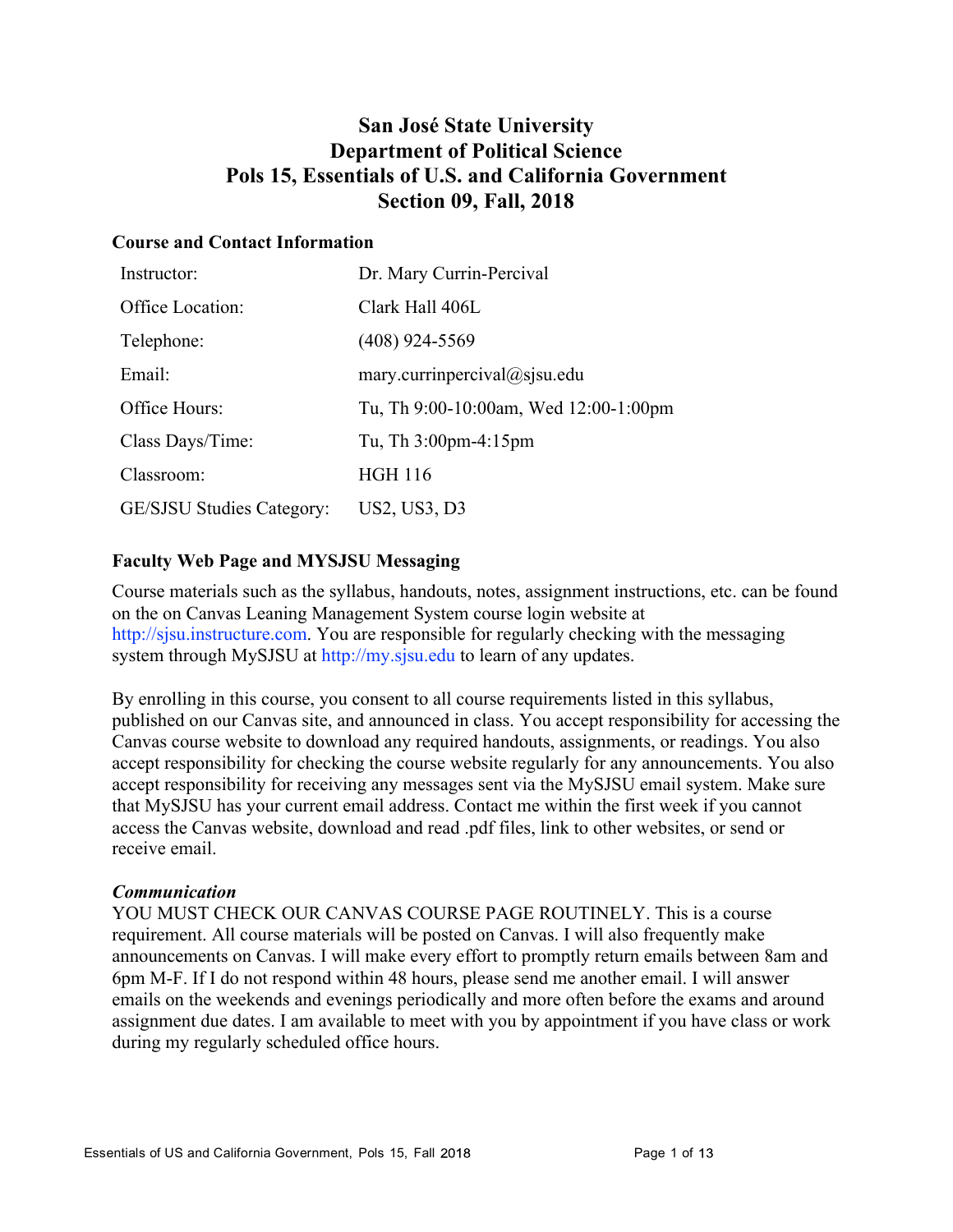# San José State University
# Department of Political Science
# Pols 15, Essentials of U.S. and California Government
# Section 09, Fall, 2018

## Course and Contact Information

| | |
|---|---|
| Instructor: | Dr. Mary Currin-Percival |
| Office Location: | Clark Hall 406L |
| Telephone: | (408) 924-5569 |
| Email: | mary.currinpercival@sjsu.edu |
| Office Hours: | Tu, Th 9:00-10:00am, Wed 12:00-1:00pm |
| Class Days/Time: | Tu, Th 3:00pm-4:15pm |
| Classroom: | HGH 116 |
| GE/SJSU Studies Category: | US2, US3, D3 |

## Faculty Web Page and MYSJSU Messaging

Course materials such as the syllabus, handouts, notes, assignment instructions, etc. can be found on the on Canvas Leaning Management System course login website at http://sjsu.instructure.com. You are responsible for regularly checking with the messaging system through MySJSU at http://my.sjsu.edu to learn of any updates.

By enrolling in this course, you consent to all course requirements listed in this syllabus, published on our Canvas site, and announced in class. You accept responsibility for accessing the Canvas course website to download any required handouts, assignments, or readings. You also accept responsibility for checking the course website regularly for any announcements. You also accept responsibility for receiving any messages sent via the MySJSU email system. Make sure that MySJSU has your current email address. Contact me within the first week if you cannot access the Canvas website, download and read .pdf files, link to other websites, or send or receive email.

### *Communication*

YOU MUST CHECK OUR CANVAS COURSE PAGE ROUTINELY. This is a course requirement. All course materials will be posted on Canvas. I will also frequently make announcements on Canvas. I will make every effort to promptly return emails between 8am and 6pm M-F. If I do not respond within 48 hours, please send me another email. I will answer emails on the weekends and evenings periodically and more often before the exams and around assignment due dates. I am available to meet with you by appointment if you have class or work during my regularly scheduled office hours.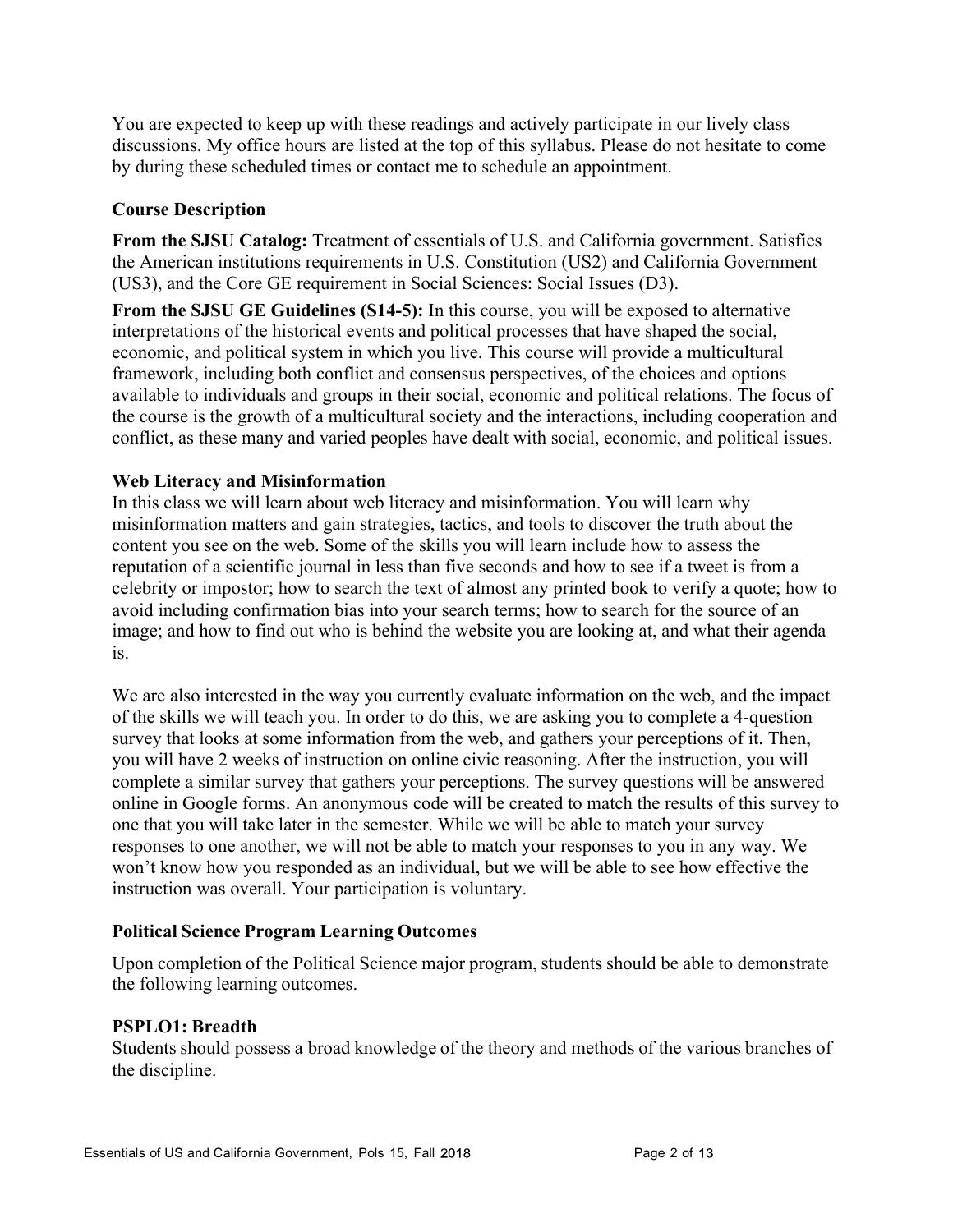You are expected to keep up with these readings and actively participate in our lively class discussions. My office hours are listed at the top of this syllabus. Please do not hesitate to come by during these scheduled times or contact me to schedule an appointment.

### Course Description

**From the SJSU Catalog:** Treatment of essentials of U.S. and California government. Satisfies the American institutions requirements in U.S. Constitution (US2) and California Government (US3), and the Core GE requirement in Social Sciences: Social Issues (D3).

**From the SJSU GE Guidelines (S14-5):** In this course, you will be exposed to alternative interpretations of the historical events and political processes that have shaped the social, economic, and political system in which you live. This course will provide a multicultural framework, including both conflict and consensus perspectives, of the choices and options available to individuals and groups in their social, economic and political relations. The focus of the course is the growth of a multicultural society and the interactions, including cooperation and conflict, as these many and varied peoples have dealt with social, economic, and political issues.

### Web Literacy and Misinformation

In this class we will learn about web literacy and misinformation. You will learn why misinformation matters and gain strategies, tactics, and tools to discover the truth about the content you see on the web. Some of the skills you will learn include how to assess the reputation of a scientific journal in less than five seconds and how to see if a tweet is from a celebrity or impostor; how to search the text of almost any printed book to verify a quote; how to avoid including confirmation bias into your search terms; how to search for the source of an image; and how to find out who is behind the website you are looking at, and what their agenda is.

We are also interested in the way you currently evaluate information on the web, and the impact of the skills we will teach you. In order to do this, we are asking you to complete a 4-question survey that looks at some information from the web, and gathers your perceptions of it. Then, you will have 2 weeks of instruction on online civic reasoning. After the instruction, you will complete a similar survey that gathers your perceptions. The survey questions will be answered online in Google forms. An anonymous code will be created to match the results of this survey to one that you will take later in the semester. While we will be able to match your survey responses to one another, we will not be able to match your responses to you in any way. We won't know how you responded as an individual, but we will be able to see how effective the instruction was overall. Your participation is voluntary.

### Political Science Program Learning Outcomes

Upon completion of the Political Science major program, students should be able to demonstrate the following learning outcomes.

### PSPLO1: Breadth

Students should possess a broad knowledge of the theory and methods of the various branches of the discipline.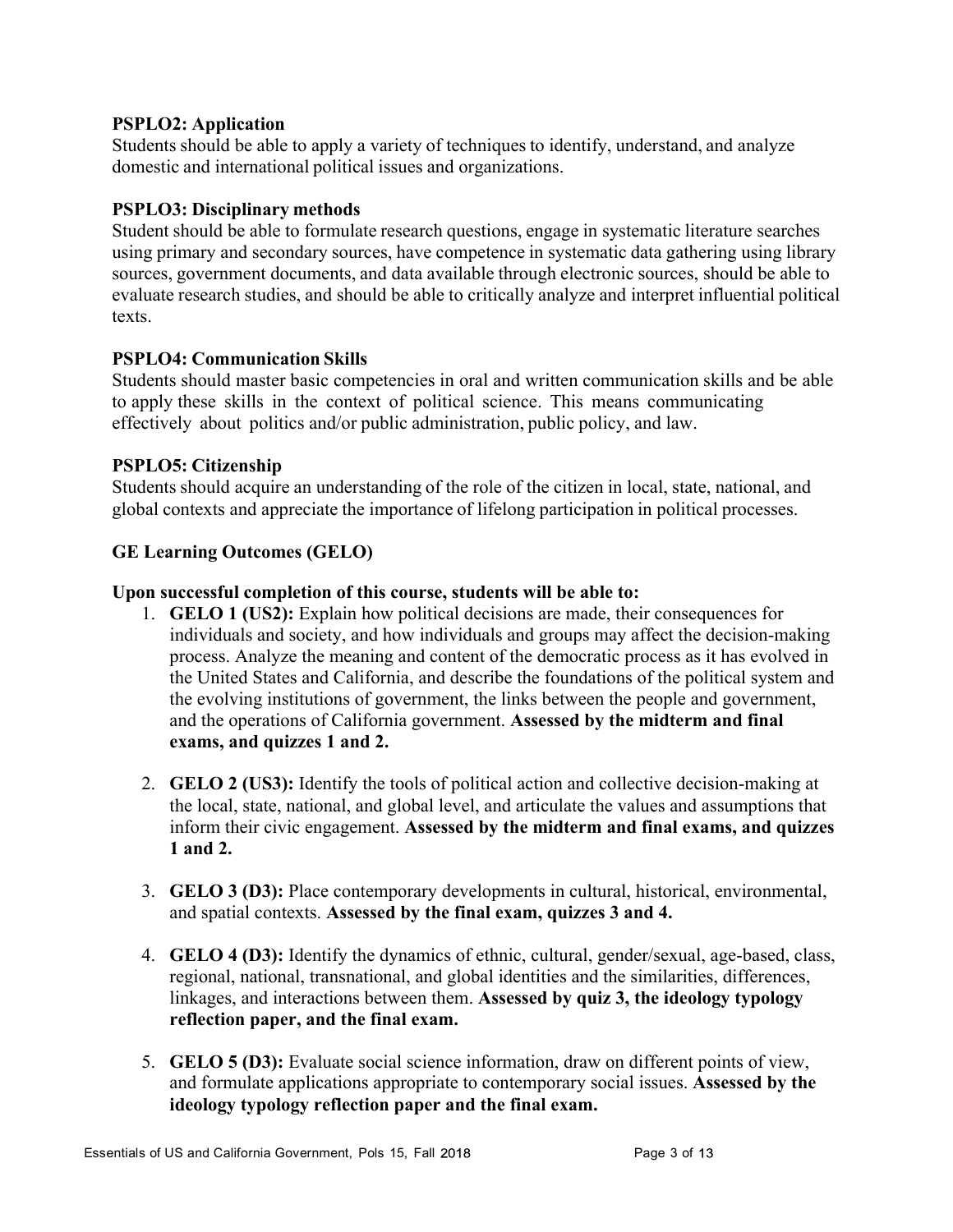**PSPLO2: Application**
Students should be able to apply a variety of techniques to identify, understand, and analyze domestic and international political issues and organizations.

**PSPLO3: Disciplinary methods**
Student should be able to formulate research questions, engage in systematic literature searches using primary and secondary sources, have competence in systematic data gathering using library sources, government documents, and data available through electronic sources, should be able to evaluate research studies, and should be able to critically analyze and interpret influential political texts.

**PSPLO4: Communication Skills**
Students should master basic competencies in oral and written communication skills and be able to apply these skills in the context of political science. This means communicating effectively about politics and/or public administration, public policy, and law.

**PSPLO5: Citizenship**
Students should acquire an understanding of the role of the citizen in local, state, national, and global contexts and appreciate the importance of lifelong participation in political processes.

### GE Learning Outcomes (GELO)

**Upon successful completion of this course, students will be able to:**

1. **GELO 1 (US2):** Explain how political decisions are made, their consequences for individuals and society, and how individuals and groups may affect the decision-making process. Analyze the meaning and content of the democratic process as it has evolved in the United States and California, and describe the foundations of the political system and the evolving institutions of government, the links between the people and government, and the operations of California government. **Assessed by the midterm and final exams, and quizzes 1 and 2.**

2. **GELO 2 (US3):** Identify the tools of political action and collective decision-making at the local, state, national, and global level, and articulate the values and assumptions that inform their civic engagement. **Assessed by the midterm and final exams, and quizzes 1 and 2.**

3. **GELO 3 (D3):** Place contemporary developments in cultural, historical, environmental, and spatial contexts. **Assessed by the final exam, quizzes 3 and 4.**

4. **GELO 4 (D3):** Identify the dynamics of ethnic, cultural, gender/sexual, age-based, class, regional, national, transnational, and global identities and the similarities, differences, linkages, and interactions between them. **Assessed by quiz 3, the ideology typology reflection paper, and the final exam.**

5. **GELO 5 (D3):** Evaluate social science information, draw on different points of view, and formulate applications appropriate to contemporary social issues. **Assessed by the ideology typology reflection paper and the final exam.**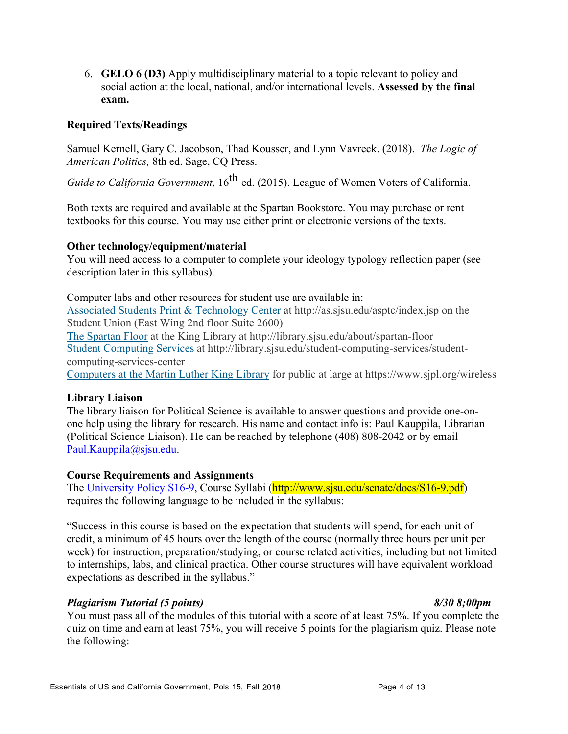6. **GELO 6 (D3)** Apply multidisciplinary material to a topic relevant to policy and social action at the local, national, and/or international levels. **Assessed by the final exam.**

### Required Texts/Readings

Samuel Kernell, Gary C. Jacobson, Thad Kousser, and Lynn Vavreck. (2018). *The Logic of American Politics,* 8th ed. Sage, CQ Press.

*Guide to California Government*, 16th ed. (2015). League of Women Voters of California.

Both texts are required and available at the Spartan Bookstore. You may purchase or rent textbooks for this course. You may use either print or electronic versions of the texts.

### Other technology/equipment/material

You will need access to a computer to complete your ideology typology reflection paper (see description later in this syllabus).

Computer labs and other resources for student use are available in:
Associated Students Print & Technology Center at http://as.sjsu.edu/asptc/index.jsp on the Student Union (East Wing 2nd floor Suite 2600)
The Spartan Floor at the King Library at http://library.sjsu.edu/about/spartan-floor
Student Computing Services at http://library.sjsu.edu/student-computing-services/student-computing-services-center
Computers at the Martin Luther King Library for public at large at https://www.sjpl.org/wireless

### Library Liaison

The library liaison for Political Science is available to answer questions and provide one-on-one help using the library for research. His name and contact info is: Paul Kauppila, Librarian (Political Science Liaison). He can be reached by telephone (408) 808-2042 or by email Paul.Kauppila@sjsu.edu.

### Course Requirements and Assignments

The University Policy S16-9, Course Syllabi (http://www.sjsu.edu/senate/docs/S16-9.pdf) requires the following language to be included in the syllabus:

"Success in this course is based on the expectation that students will spend, for each unit of credit, a minimum of 45 hours over the length of the course (normally three hours per unit per week) for instruction, preparation/studying, or course related activities, including but not limited to internships, labs, and clinical practica. Other course structures will have equivalent workload expectations as described in the syllabus."

***Plagiarism Tutorial (5 points)*** ***8/30 8;00pm***

You must pass all of the modules of this tutorial with a score of at least 75%. If you complete the quiz on time and earn at least 75%, you will receive 5 points for the plagiarism quiz. Please note the following: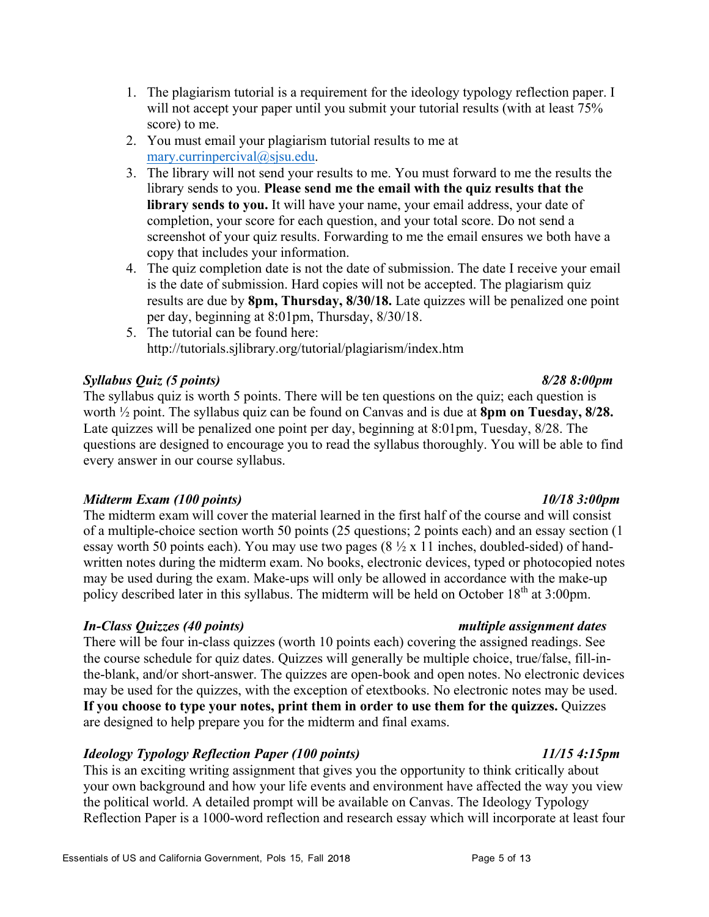1. The plagiarism tutorial is a requirement for the ideology typology reflection paper. I will not accept your paper until you submit your tutorial results (with at least 75% score) to me.
2. You must email your plagiarism tutorial results to me at [mary.currinpercival@sjsu.edu](mailto:mary.currinpercival@sjsu.edu).
3. The library will not send your results to me. You must forward to me the results the library sends to you. **Please send me the email with the quiz results that the library sends to you.** It will have your name, your email address, your date of completion, your score for each question, and your total score. Do not send a screenshot of your quiz results. Forwarding to me the email ensures we both have a copy that includes your information.
4. The quiz completion date is not the date of submission. The date I receive your email is the date of submission. Hard copies will not be accepted. The plagiarism quiz results are due by **8pm, Thursday, 8/30/18.** Late quizzes will be penalized one point per day, beginning at 8:01pm, Thursday, 8/30/18.
5. The tutorial can be found here: http://tutorials.sjlibrary.org/tutorial/plagiarism/index.htm

***Syllabus Quiz (5 points)*** — ***8/28 8:00pm***

The syllabus quiz is worth 5 points. There will be ten questions on the quiz; each question is worth ½ point. The syllabus quiz can be found on Canvas and is due at **8pm on Tuesday, 8/28.** Late quizzes will be penalized one point per day, beginning at 8:01pm, Tuesday, 8/28. The questions are designed to encourage you to read the syllabus thoroughly. You will be able to find every answer in our course syllabus.

***Midterm Exam (100 points)*** — ***10/18 3:00pm***

The midterm exam will cover the material learned in the first half of the course and will consist of a multiple-choice section worth 50 points (25 questions; 2 points each) and an essay section (1 essay worth 50 points each). You may use two pages (8 ½ x 11 inches, doubled-sided) of hand-written notes during the midterm exam. No books, electronic devices, typed or photocopied notes may be used during the exam. Make-ups will only be allowed in accordance with the make-up policy described later in this syllabus. The midterm will be held on October 18th at 3:00pm.

***In-Class Quizzes (40 points)*** — ***multiple assignment dates***

There will be four in-class quizzes (worth 10 points each) covering the assigned readings. See the course schedule for quiz dates. Quizzes will generally be multiple choice, true/false, fill-in-the-blank, and/or short-answer. The quizzes are open-book and open notes. No electronic devices may be used for the quizzes, with the exception of etextbooks. No electronic notes may be used. **If you choose to type your notes, print them in order to use them for the quizzes.** Quizzes are designed to help prepare you for the midterm and final exams.

***Ideology Typology Reflection Paper (100 points)*** — ***11/15 4:15pm***

This is an exciting writing assignment that gives you the opportunity to think critically about your own background and how your life events and environment have affected the way you view the political world. A detailed prompt will be available on Canvas. The Ideology Typology Reflection Paper is a 1000-word reflection and research essay which will incorporate at least four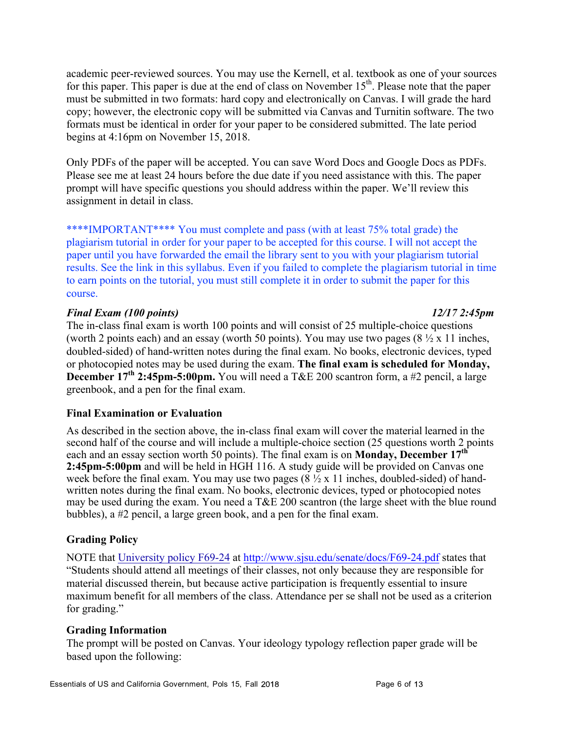academic peer-reviewed sources. You may use the Kernell, et al. textbook as one of your sources for this paper. This paper is due at the end of class on November 15th. Please note that the paper must be submitted in two formats: hard copy and electronically on Canvas. I will grade the hard copy; however, the electronic copy will be submitted via Canvas and Turnitin software. The two formats must be identical in order for your paper to be considered submitted. The late period begins at 4:16pm on November 15, 2018.

Only PDFs of the paper will be accepted. You can save Word Docs and Google Docs as PDFs. Please see me at least 24 hours before the due date if you need assistance with this. The paper prompt will have specific questions you should address within the paper. We'll review this assignment in detail in class.

****IMPORTANT**** You must complete and pass (with at least 75% total grade) the plagiarism tutorial in order for your paper to be accepted for this course. I will not accept the paper until you have forwarded the email the library sent to you with your plagiarism tutorial results. See the link in this syllabus. Even if you failed to complete the plagiarism tutorial in time to earn points on the tutorial, you must still complete it in order to submit the paper for this course.

***Final Exam (100 points)*** ***12/17 2:45pm***

The in-class final exam is worth 100 points and will consist of 25 multiple-choice questions (worth 2 points each) and an essay (worth 50 points). You may use two pages (8 ½ x 11 inches, doubled-sided) of hand-written notes during the final exam. No books, electronic devices, typed or photocopied notes may be used during the exam. **The final exam is scheduled for Monday, December 17th 2:45pm-5:00pm.** You will need a T&E 200 scantron form, a #2 pencil, a large greenbook, and a pen for the final exam.

### Final Examination or Evaluation

As described in the section above, the in-class final exam will cover the material learned in the second half of the course and will include a multiple-choice section (25 questions worth 2 points each and an essay section worth 50 points). The final exam is on **Monday, December 17th 2:45pm-5:00pm** and will be held in HGH 116. A study guide will be provided on Canvas one week before the final exam. You may use two pages (8 ½ x 11 inches, doubled-sided) of hand-written notes during the final exam. No books, electronic devices, typed or photocopied notes may be used during the exam. You need a T&E 200 scantron (the large sheet with the blue round bubbles), a #2 pencil, a large green book, and a pen for the final exam.

### Grading Policy

NOTE that University policy F69-24 at http://www.sjsu.edu/senate/docs/F69-24.pdf states that "Students should attend all meetings of their classes, not only because they are responsible for material discussed therein, but because active participation is frequently essential to insure maximum benefit for all members of the class. Attendance per se shall not be used as a criterion for grading."

### Grading Information

The prompt will be posted on Canvas. Your ideology typology reflection paper grade will be based upon the following: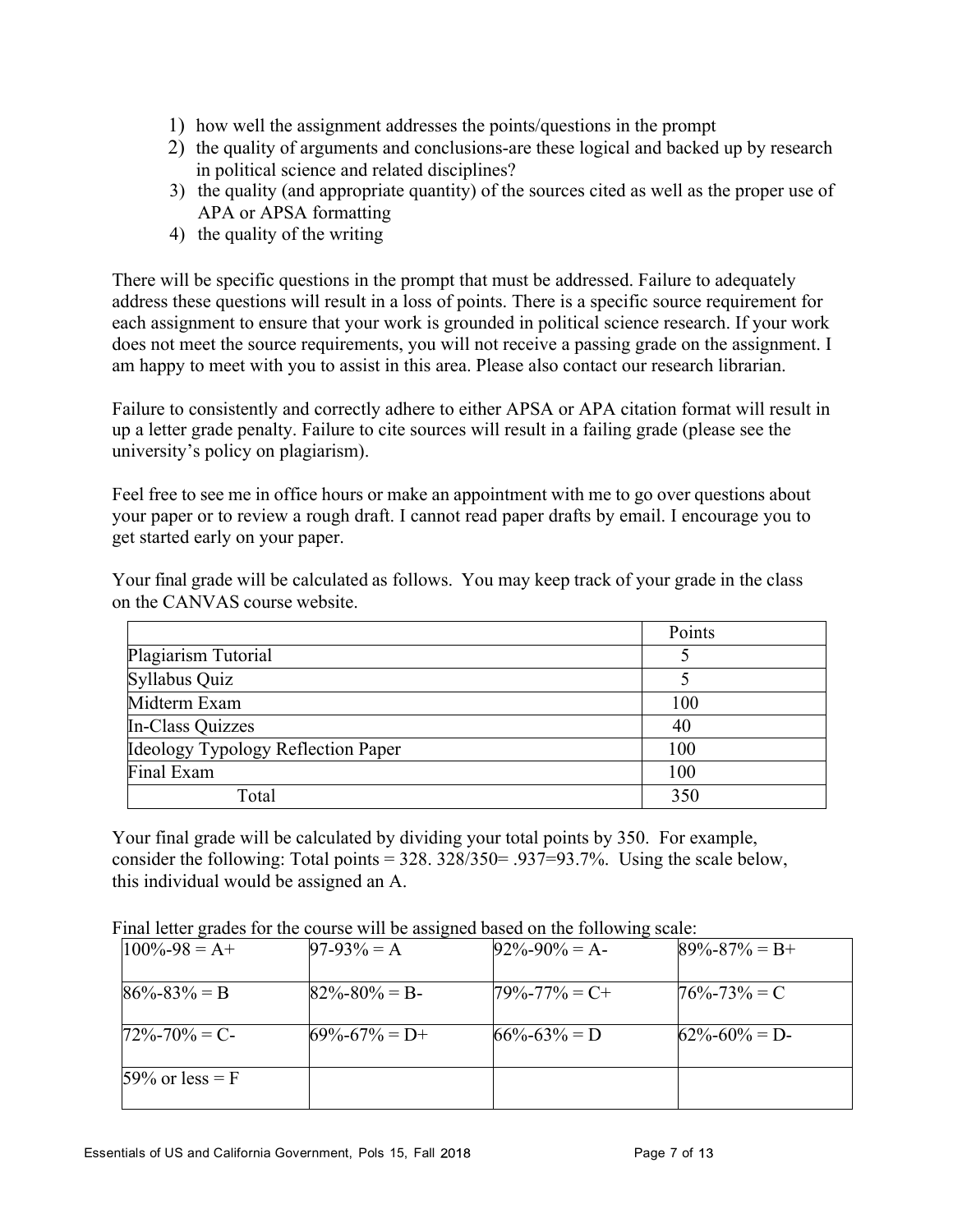1) how well the assignment addresses the points/questions in the prompt
2) the quality of arguments and conclusions-are these logical and backed up by research in political science and related disciplines?
3) the quality (and appropriate quantity) of the sources cited as well as the proper use of APA or APSA formatting
4) the quality of the writing

There will be specific questions in the prompt that must be addressed. Failure to adequately address these questions will result in a loss of points. There is a specific source requirement for each assignment to ensure that your work is grounded in political science research. If your work does not meet the source requirements, you will not receive a passing grade on the assignment. I am happy to meet with you to assist in this area. Please also contact our research librarian.

Failure to consistently and correctly adhere to either APSA or APA citation format will result in up a letter grade penalty. Failure to cite sources will result in a failing grade (please see the university's policy on plagiarism).

Feel free to see me in office hours or make an appointment with me to go over questions about your paper or to review a rough draft. I cannot read paper drafts by email. I encourage you to get started early on your paper.

Your final grade will be calculated as follows. You may keep track of your grade in the class on the CANVAS course website.

| | Points |
|---|---|
| Plagiarism Tutorial | 5 |
| Syllabus Quiz | 5 |
| Midterm Exam | 100 |
| In-Class Quizzes | 40 |
| Ideology Typology Reflection Paper | 100 |
| Final Exam | 100 |
| Total | 350 |

Your final grade will be calculated by dividing your total points by 350. For example, consider the following: Total points = 328. 328/350= .937=93.7%. Using the scale below, this individual would be assigned an A.

Final letter grades for the course will be assigned based on the following scale:

| | | | |
|---|---|---|---|
| 100%-98 = A+ | 97-93% = A | 92%-90% = A- | 89%-87% = B+ |
| 86%-83% = B | 82%-80% = B- | 79%-77% = C+ | 76%-73% = C |
| 72%-70% = C- | 69%-67% = D+ | 66%-63% = D | 62%-60% = D- |
| 59% or less = F | | | |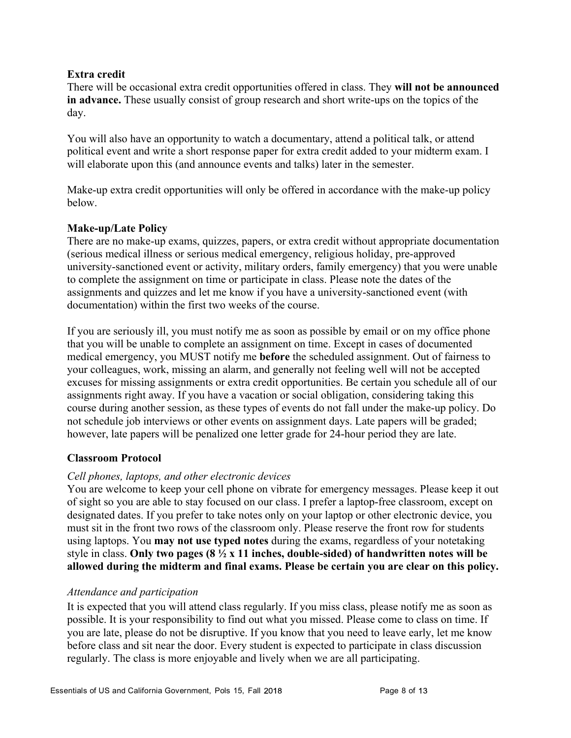### Extra credit

There will be occasional extra credit opportunities offered in class. They **will not be announced in advance.** These usually consist of group research and short write-ups on the topics of the day.

You will also have an opportunity to watch a documentary, attend a political talk, or attend political event and write a short response paper for extra credit added to your midterm exam. I will elaborate upon this (and announce events and talks) later in the semester.

Make-up extra credit opportunities will only be offered in accordance with the make-up policy below.

### Make-up/Late Policy

There are no make-up exams, quizzes, papers, or extra credit without appropriate documentation (serious medical illness or serious medical emergency, religious holiday, pre-approved university-sanctioned event or activity, military orders, family emergency) that you were unable to complete the assignment on time or participate in class. Please note the dates of the assignments and quizzes and let me know if you have a university-sanctioned event (with documentation) within the first two weeks of the course.

If you are seriously ill, you must notify me as soon as possible by email or on my office phone that you will be unable to complete an assignment on time. Except in cases of documented medical emergency, you MUST notify me **before** the scheduled assignment. Out of fairness to your colleagues, work, missing an alarm, and generally not feeling well will not be accepted excuses for missing assignments or extra credit opportunities. Be certain you schedule all of our assignments right away. If you have a vacation or social obligation, considering taking this course during another session, as these types of events do not fall under the make-up policy. Do not schedule job interviews or other events on assignment days. Late papers will be graded; however, late papers will be penalized one letter grade for 24-hour period they are late.

### Classroom Protocol

*Cell phones, laptops, and other electronic devices*

You are welcome to keep your cell phone on vibrate for emergency messages. Please keep it out of sight so you are able to stay focused on our class. I prefer a laptop-free classroom, except on designated dates. If you prefer to take notes only on your laptop or other electronic device, you must sit in the front two rows of the classroom only. Please reserve the front row for students using laptops. You **may not use typed notes** during the exams, regardless of your notetaking style in class. **Only two pages (8 ½ x 11 inches, double-sided) of handwritten notes will be allowed during the midterm and final exams. Please be certain you are clear on this policy.**

*Attendance and participation*

It is expected that you will attend class regularly. If you miss class, please notify me as soon as possible. It is your responsibility to find out what you missed. Please come to class on time. If you are late, please do not be disruptive. If you know that you need to leave early, let me know before class and sit near the door. Every student is expected to participate in class discussion regularly. The class is more enjoyable and lively when we are all participating.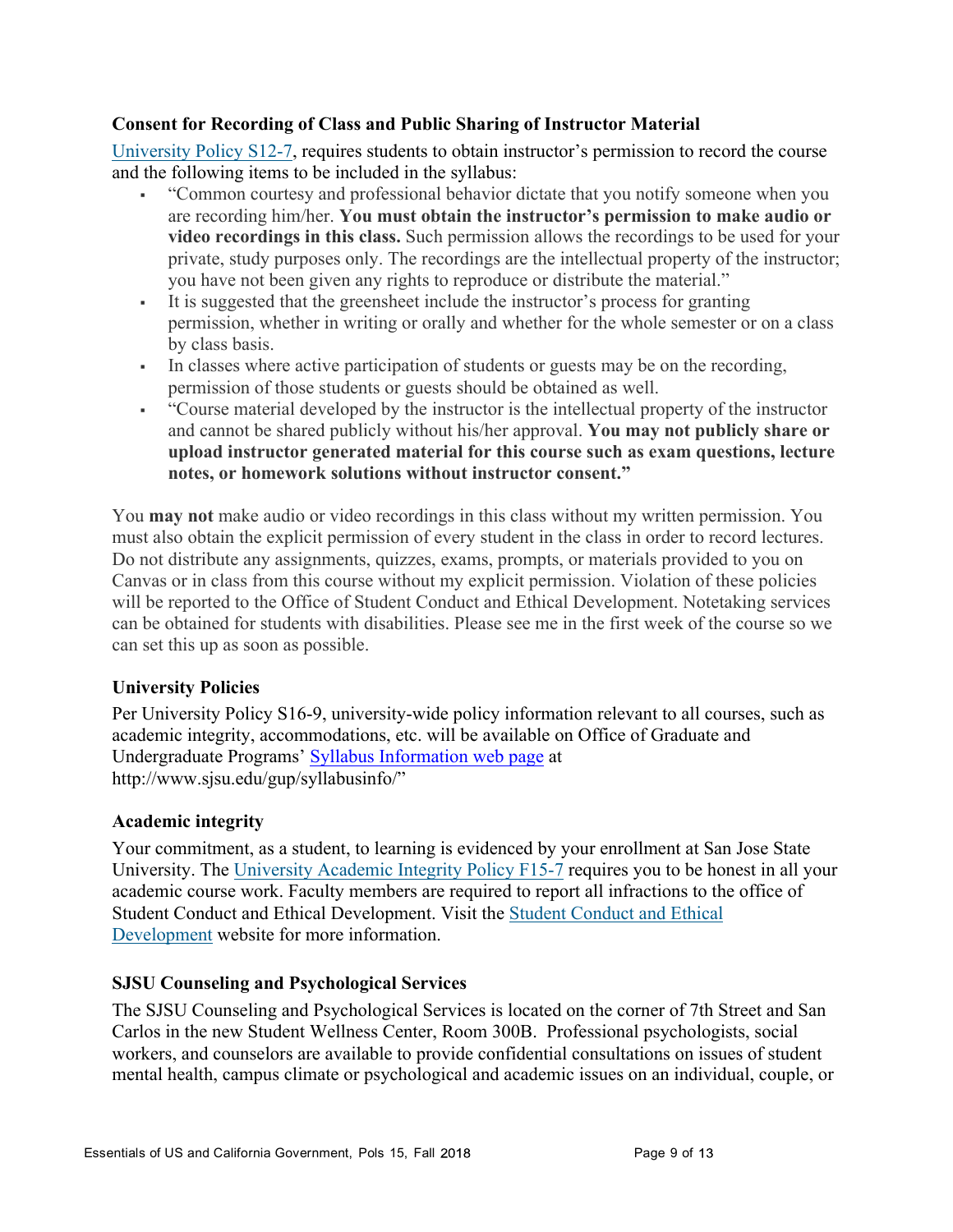### Consent for Recording of Class and Public Sharing of Instructor Material

University Policy S12-7, requires students to obtain instructor's permission to record the course and the following items to be included in the syllabus:

- "Common courtesy and professional behavior dictate that you notify someone when you are recording him/her. **You must obtain the instructor's permission to make audio or video recordings in this class.** Such permission allows the recordings to be used for your private, study purposes only. The recordings are the intellectual property of the instructor; you have not been given any rights to reproduce or distribute the material."
- It is suggested that the greensheet include the instructor's process for granting permission, whether in writing or orally and whether for the whole semester or on a class by class basis.
- In classes where active participation of students or guests may be on the recording, permission of those students or guests should be obtained as well.
- "Course material developed by the instructor is the intellectual property of the instructor and cannot be shared publicly without his/her approval. **You may not publicly share or upload instructor generated material for this course such as exam questions, lecture notes, or homework solutions without instructor consent."**

You **may not** make audio or video recordings in this class without my written permission. You must also obtain the explicit permission of every student in the class in order to record lectures. Do not distribute any assignments, quizzes, exams, prompts, or materials provided to you on Canvas or in class from this course without my explicit permission. Violation of these policies will be reported to the Office of Student Conduct and Ethical Development. Notetaking services can be obtained for students with disabilities. Please see me in the first week of the course so we can set this up as soon as possible.

### University Policies

Per University Policy S16-9, university-wide policy information relevant to all courses, such as academic integrity, accommodations, etc. will be available on Office of Graduate and Undergraduate Programs' Syllabus Information web page at http://www.sjsu.edu/gup/syllabusinfo/"

### Academic integrity

Your commitment, as a student, to learning is evidenced by your enrollment at San Jose State University. The University Academic Integrity Policy F15-7 requires you to be honest in all your academic course work. Faculty members are required to report all infractions to the office of Student Conduct and Ethical Development. Visit the Student Conduct and Ethical Development website for more information.

### SJSU Counseling and Psychological Services

The SJSU Counseling and Psychological Services is located on the corner of 7th Street and San Carlos in the new Student Wellness Center, Room 300B. Professional psychologists, social workers, and counselors are available to provide confidential consultations on issues of student mental health, campus climate or psychological and academic issues on an individual, couple, or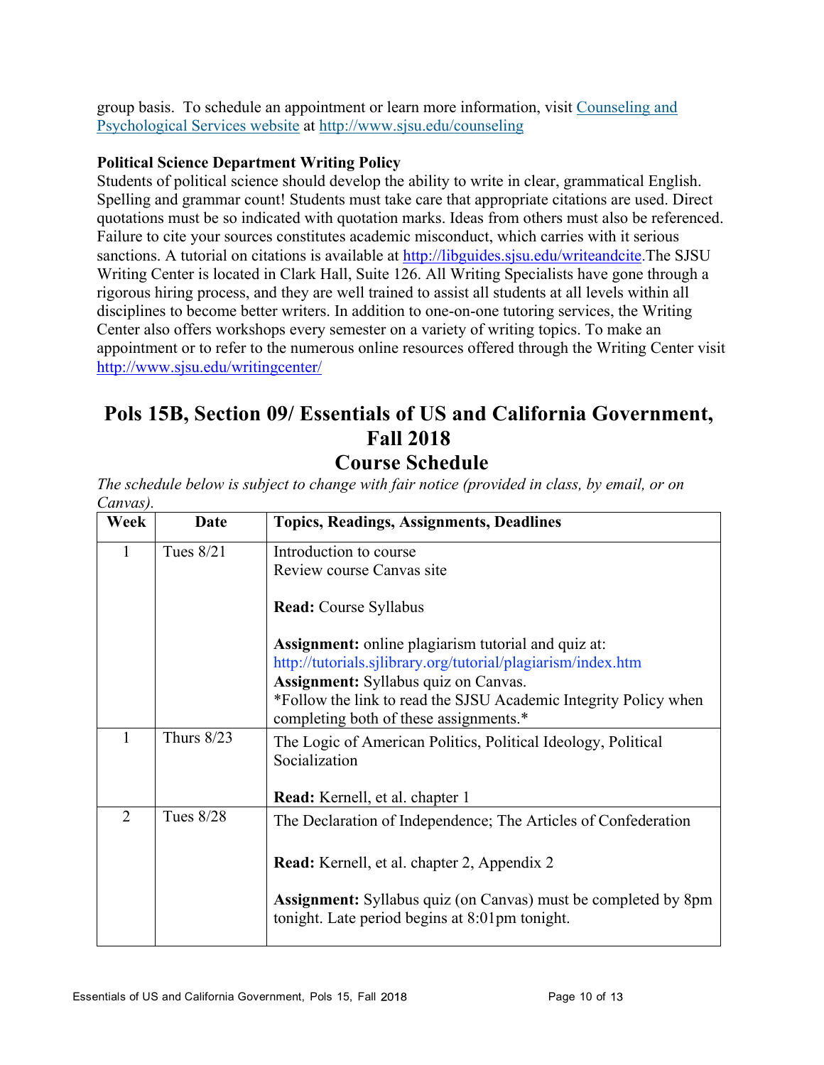group basis. To schedule an appointment or learn more information, visit [Counseling and Psychological Services website](http://www.sjsu.edu/counseling) at http://www.sjsu.edu/counseling

**Political Science Department Writing Policy**

Students of political science should develop the ability to write in clear, grammatical English. Spelling and grammar count! Students must take care that appropriate citations are used. Direct quotations must be so indicated with quotation marks. Ideas from others must also be referenced. Failure to cite your sources constitutes academic misconduct, which carries with it serious sanctions. A tutorial on citations is available at http://libguides.sjsu.edu/writeandcite.The SJSU Writing Center is located in Clark Hall, Suite 126. All Writing Specialists have gone through a rigorous hiring process, and they are well trained to assist all students at all levels within all disciplines to become better writers. In addition to one-on-one tutoring services, the Writing Center also offers workshops every semester on a variety of writing topics. To make an appointment or to refer to the numerous online resources offered through the Writing Center visit http://www.sjsu.edu/writingcenter/

# Pols 15B, Section 09/ Essentials of US and California Government, Fall 2018

# Course Schedule

*The schedule below is subject to change with fair notice (provided in class, by email, or on Canvas).*

| Week | Date | Topics, Readings, Assignments, Deadlines |
|---|---|---|
| 1 | Tues 8/21 | Introduction to course<br>Review course Canvas site<br><br>**Read:** Course Syllabus<br><br>**Assignment:** online plagiarism tutorial and quiz at: http://tutorials.sjlibrary.org/tutorial/plagiarism/index.htm<br>**Assignment:** Syllabus quiz on Canvas.<br>*Follow the link to read the SJSU Academic Integrity Policy when completing both of these assignments.* |
| 1 | Thurs 8/23 | The Logic of American Politics, Political Ideology, Political Socialization<br><br>**Read:** Kernell, et al. chapter 1 |
| 2 | Tues 8/28 | The Declaration of Independence; The Articles of Confederation<br><br>**Read:** Kernell, et al. chapter 2, Appendix 2<br><br>**Assignment:** Syllabus quiz (on Canvas) must be completed by 8pm tonight. Late period begins at 8:01pm tonight. |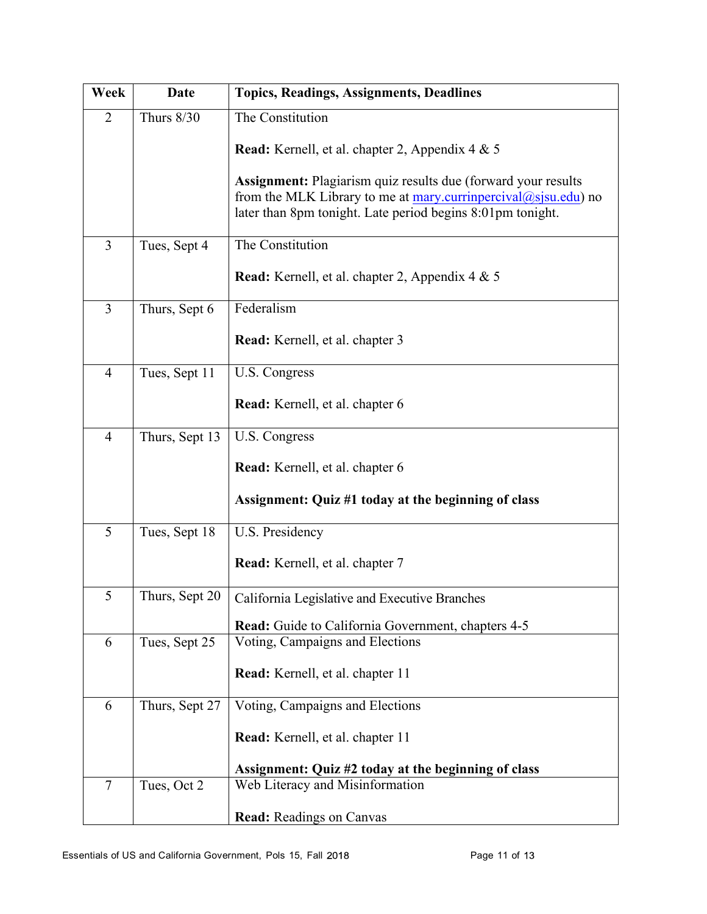| Week | Date | Topics, Readings, Assignments, Deadlines |
|---|---|---|
| 2 | Thurs 8/30 | The Constitution<br><br>**Read:** Kernell, et al. chapter 2, Appendix 4 & 5<br><br>**Assignment:** Plagiarism quiz results due (forward your results from the MLK Library to me at mary.currinpercival@sjsu.edu) no later than 8pm tonight. Late period begins 8:01pm tonight. |
| 3 | Tues, Sept 4 | The Constitution<br><br>**Read:** Kernell, et al. chapter 2, Appendix 4 & 5 |
| 3 | Thurs, Sept 6 | Federalism<br><br>**Read:** Kernell, et al. chapter 3 |
| 4 | Tues, Sept 11 | U.S. Congress<br><br>**Read:** Kernell, et al. chapter 6 |
| 4 | Thurs, Sept 13 | U.S. Congress<br><br>**Read:** Kernell, et al. chapter 6<br><br>**Assignment: Quiz #1 today at the beginning of class** |
| 5 | Tues, Sept 18 | U.S. Presidency<br><br>**Read:** Kernell, et al. chapter 7 |
| 5 | Thurs, Sept 20 | California Legislative and Executive Branches<br><br>**Read:** Guide to California Government, chapters 4-5 |
| 6 | Tues, Sept 25 | Voting, Campaigns and Elections<br><br>**Read:** Kernell, et al. chapter 11 |
| 6 | Thurs, Sept 27 | Voting, Campaigns and Elections<br><br>**Read:** Kernell, et al. chapter 11<br><br>**Assignment: Quiz #2 today at the beginning of class** |
| 7 | Tues, Oct 2 | Web Literacy and Misinformation<br><br>**Read:** Readings on Canvas |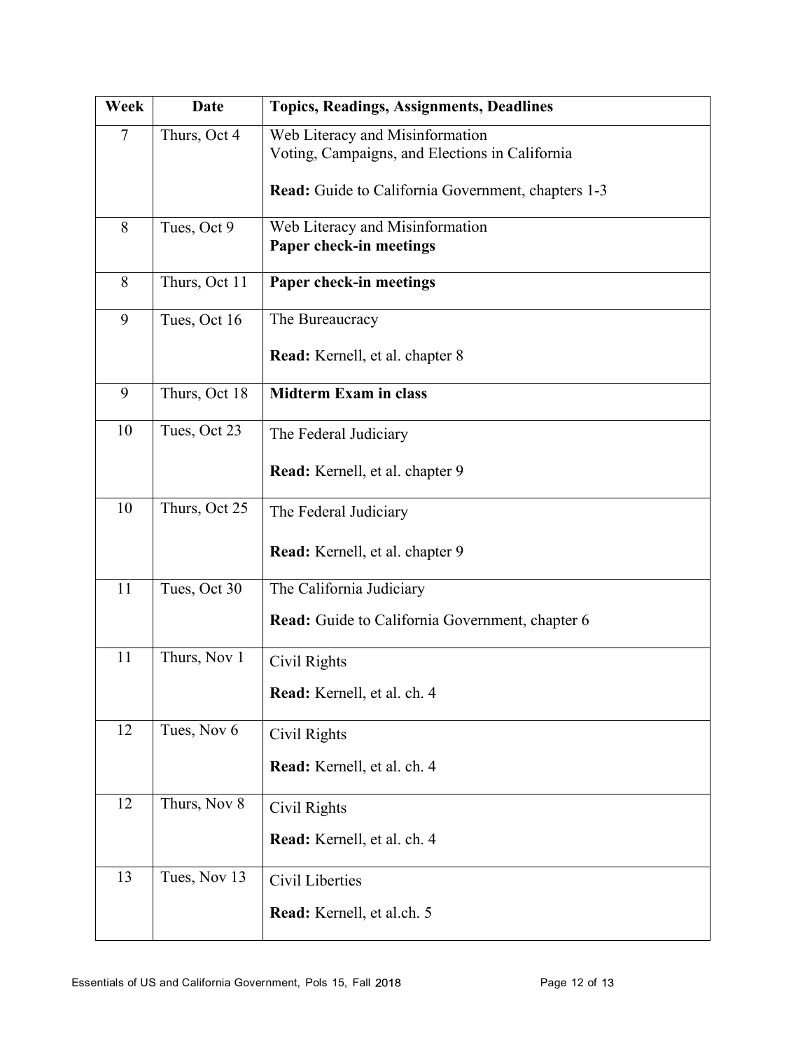| Week | Date | Topics, Readings, Assignments, Deadlines |
|---|---|---|
| 7 | Thurs, Oct 4 | Web Literacy and Misinformation<br>Voting, Campaigns, and Elections in California<br><br>**Read:** Guide to California Government, chapters 1-3 |
| 8 | Tues, Oct 9 | Web Literacy and Misinformation<br>**Paper check-in meetings** |
| 8 | Thurs, Oct 11 | **Paper check-in meetings** |
| 9 | Tues, Oct 16 | The Bureaucracy<br><br>**Read:** Kernell, et al. chapter 8 |
| 9 | Thurs, Oct 18 | **Midterm Exam in class** |
| 10 | Tues, Oct 23 | The Federal Judiciary<br><br>**Read:** Kernell, et al. chapter 9 |
| 10 | Thurs, Oct 25 | The Federal Judiciary<br><br>**Read:** Kernell, et al. chapter 9 |
| 11 | Tues, Oct 30 | The California Judiciary<br><br>**Read:** Guide to California Government, chapter 6 |
| 11 | Thurs, Nov 1 | Civil Rights<br><br>**Read:** Kernell, et al. ch. 4 |
| 12 | Tues, Nov 6 | Civil Rights<br><br>**Read:** Kernell, et al. ch. 4 |
| 12 | Thurs, Nov 8 | Civil Rights<br><br>**Read:** Kernell, et al. ch. 4 |
| 13 | Tues, Nov 13 | Civil Liberties<br><br>**Read:** Kernell, et al.ch. 5 |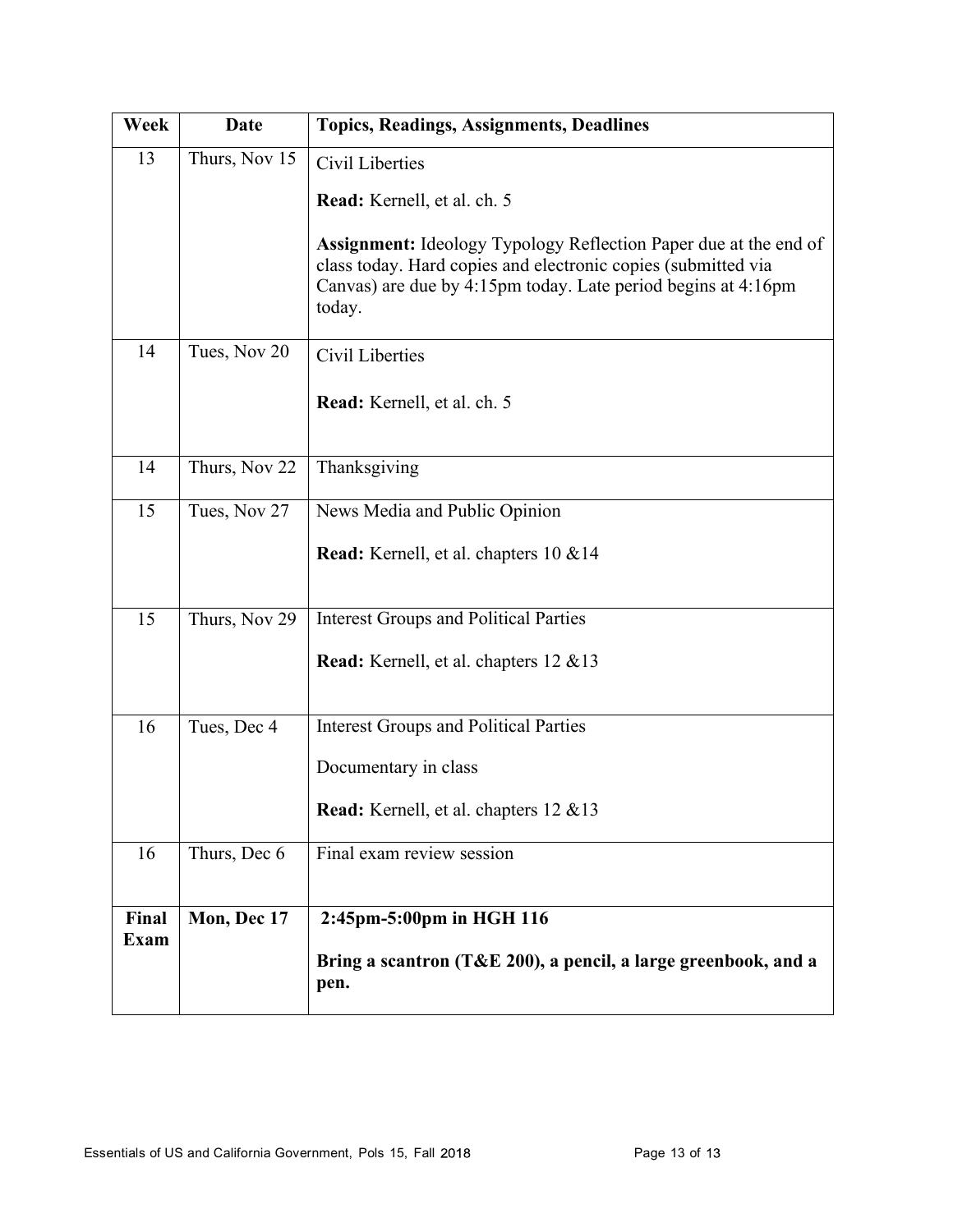| Week | Date | Topics, Readings, Assignments, Deadlines |
|---|---|---|
| 13 | Thurs, Nov 15 | Civil Liberties<br><br>**Read:** Kernell, et al. ch. 5<br><br>**Assignment:** Ideology Typology Reflection Paper due at the end of class today. Hard copies and electronic copies (submitted via Canvas) are due by 4:15pm today. Late period begins at 4:16pm today. |
| 14 | Tues, Nov 20 | Civil Liberties<br><br>**Read:** Kernell, et al. ch. 5 |
| 14 | Thurs, Nov 22 | Thanksgiving |
| 15 | Tues, Nov 27 | News Media and Public Opinion<br><br>**Read:** Kernell, et al. chapters 10 &14 |
| 15 | Thurs, Nov 29 | Interest Groups and Political Parties<br><br>**Read:** Kernell, et al. chapters 12 &13 |
| 16 | Tues, Dec 4 | Interest Groups and Political Parties<br><br>Documentary in class<br><br>**Read:** Kernell, et al. chapters 12 &13 |
| 16 | Thurs, Dec 6 | Final exam review session |
| **Final Exam** | **Mon, Dec 17** | **2:45pm-5:00pm in HGH 116**<br><br>**Bring a scantron (T&E 200), a pencil, a large greenbook, and a pen.** |